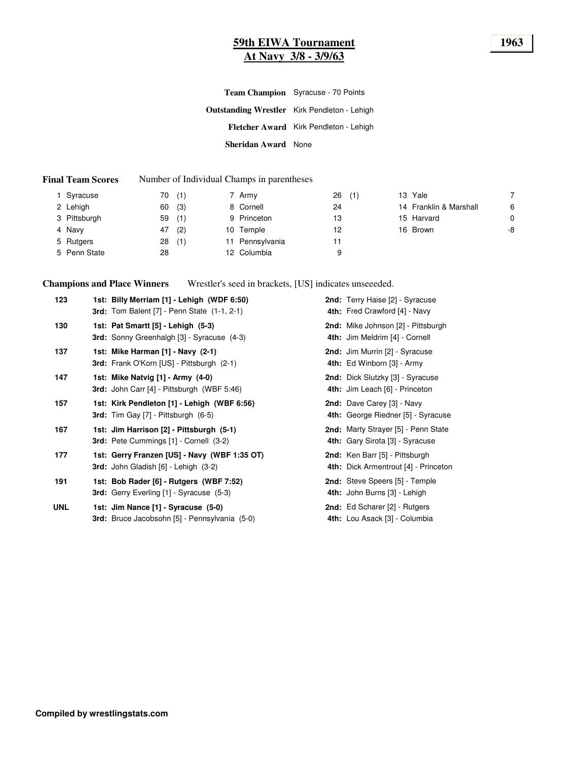# 59th EIWA Tournament
## At Navy 3/8 - 3/9/63

**1963**

**Team Champion** Syracuse - 70 Points

**Outstanding Wrestler** Kirk Pendleton - Lehigh

**Fletcher Award** Kirk Pendleton - Lehigh

**Sheridan Award** None

**Final Team Scores** Number of Individual Champs in parentheses

| | Team | Points | Champs | | Team | Points | Champs | | Team | Points |
|---|---|---|---|---|---|---|---|---|---|---|
| 1 | Syracuse | 70 | (1) | 7 | Army | 26 | (1) | 13 | Yale | 7 |
| 2 | Lehigh | 60 | (3) | 8 | Cornell | 24 | | 14 | Franklin & Marshall | 6 |
| 3 | Pittsburgh | 59 | (1) | 9 | Princeton | 13 | | 15 | Harvard | 0 |
| 4 | Navy | 47 | (2) | 10 | Temple | 12 | | 16 | Brown | -8 |
| 5 | Rutgers | 28 | (1) | 11 | Pennsylvania | 11 | | | | |
| 5 | Penn State | 28 | | 12 | Columbia | 9 | | | | |

**Champions and Place Winners** Wrestler's seed in brackets, [US] indicates unseeeded.

| Weight | Place | Place |
|---|---|---|
| 123 | **1st: Billy Merriam [1] - Lehigh (WDF 6:50)** | **2nd:** Terry Haise [2] - Syracuse |
| | **3rd:** Tom Balent [7] - Penn State (1-1, 2-1) | **4th:** Fred Crawford [4] - Navy |
| 130 | **1st: Pat Smartt [5] - Lehigh (5-3)** | **2nd:** Mike Johnson [2] - Pittsburgh |
| | **3rd:** Sonny Greenhalgh [3] - Syracuse (4-3) | **4th:** Jim Meldrim [4] - Cornell |
| 137 | **1st: Mike Harman [1] - Navy (2-1)** | **2nd:** Jim Murrin [2] - Syracuse |
| | **3rd:** Frank O'Korn [US] - Pittsburgh (2-1) | **4th:** Ed Winborn [3] - Army |
| 147 | **1st: Mike Natvig [1] - Army (4-0)** | **2nd:** Dick Slutzky [3] - Syracuse |
| | **3rd:** John Carr [4] - Pittsburgh (WBF 5:46) | **4th:** Jim Leach [6] - Princeton |
| 157 | **1st: Kirk Pendleton [1] - Lehigh (WBF 6:56)** | **2nd:** Dave Carey [3] - Navy |
| | **3rd:** Tim Gay [7] - Pittsburgh (6-5) | **4th:** George Riedner [5] - Syracuse |
| 167 | **1st: Jim Harrison [2] - Pittsburgh (5-1)** | **2nd:** Marty Strayer [5] - Penn State |
| | **3rd:** Pete Cummings [1] - Cornell (3-2) | **4th:** Gary Sirota [3] - Syracuse |
| 177 | **1st: Gerry Franzen [US] - Navy (WBF 1:35 OT)** | **2nd:** Ken Barr [5] - Pittsburgh |
| | **3rd:** John Gladish [6] - Lehigh (3-2) | **4th:** Dick Armentrout [4] - Princeton |
| 191 | **1st: Bob Rader [6] - Rutgers (WBF 7:52)** | **2nd:** Steve Speers [5] - Temple |
| | **3rd:** Gerry Everling [1] - Syracuse (5-3) | **4th:** John Burns [3] - Lehigh |
| UNL | **1st: Jim Nance [1] - Syracuse (5-0)** | **2nd:** Ed Scharer [2] - Rutgers |
| | **3rd:** Bruce Jacobsohn [5] - Pennsylvania (5-0) | **4th:** Lou Asack [3] - Columbia |

**Compiled by wrestlingstats.com**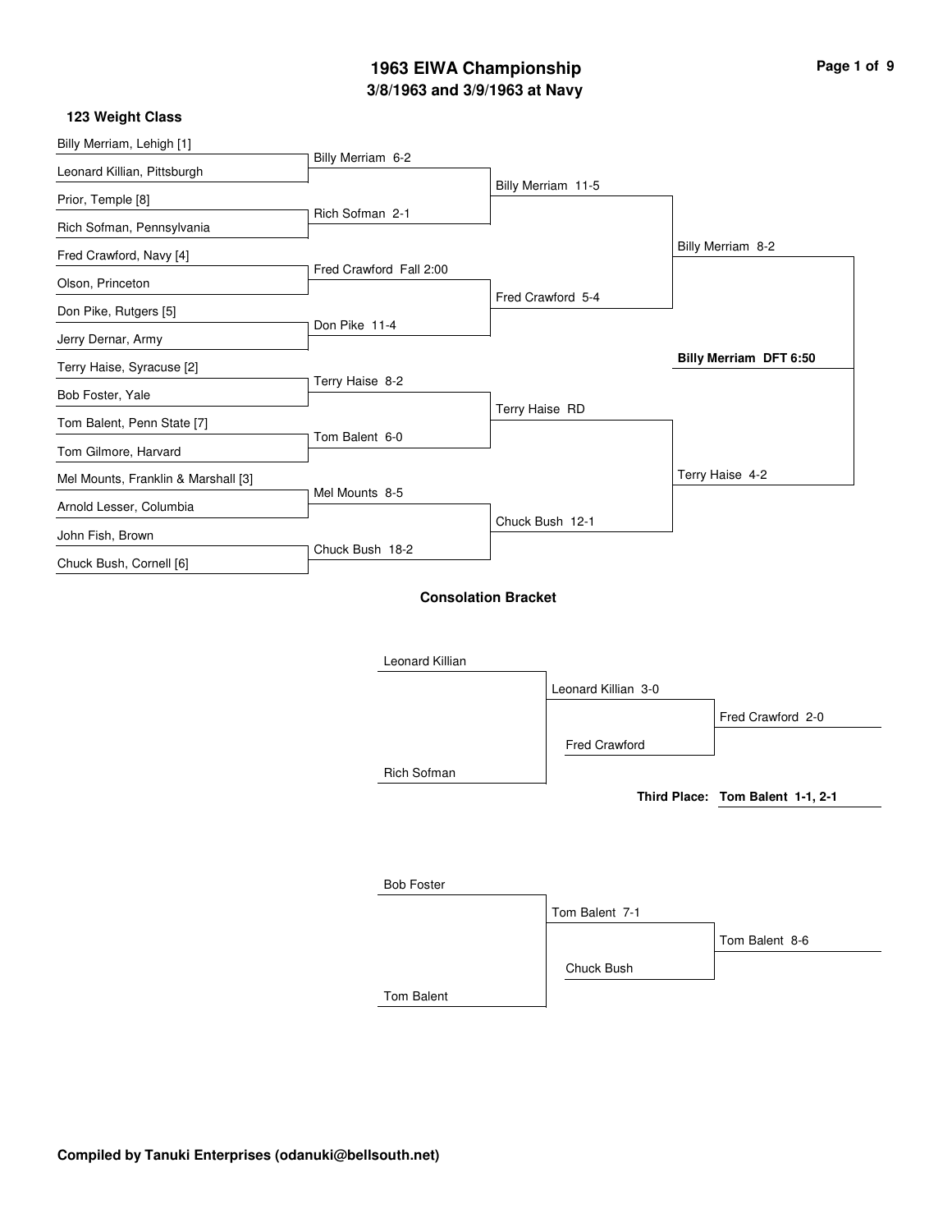# 1963 EIWA Championship

## 3/8/1963 and 3/9/1963 at Navy

### 123 Weight Class

**First Round**

- Billy Merriam, Lehigh [1] vs. Leonard Killian, Pittsburgh — Billy Merriam 6-2
- Prior, Temple [8] vs. Rich Sofman, Pennsylvania — Rich Sofman 2-1
- Fred Crawford, Navy [4] vs. Olson, Princeton — Fred Crawford Fall 2:00
- Don Pike, Rutgers [5] vs. Jerry Dernar, Army — Don Pike 11-4
- Terry Haise, Syracuse [2] vs. Bob Foster, Yale — Terry Haise 8-2
- Tom Balent, Penn State [7] vs. Tom Gilmore, Harvard — Tom Balent 6-0
- Mel Mounts, Franklin & Marshall [3] vs. Arnold Lesser, Columbia — Mel Mounts 8-5
- John Fish, Brown vs. Chuck Bush, Cornell [6] — Chuck Bush 18-2

**Quarterfinals**

- Billy Merriam 11-5
- Fred Crawford 5-4
- Terry Haise RD
- Chuck Bush 12-1

**Semifinals**

- Billy Merriam 8-2
- Terry Haise 4-2

**Final**

- **Billy Merriam DFT 6:50**

### Consolation Bracket

- Leonard Killian vs. Rich Sofman — Leonard Killian 3-0
- Leonard Killian vs. Fred Crawford — Fred Crawford 2-0

**Third Place: Tom Balent 1-1, 2-1**

- Bob Foster vs. Tom Balent — Tom Balent 7-1
- Tom Balent vs. Chuck Bush — Tom Balent 8-6

**Compiled by Tanuki Enterprises (odanuki@bellsouth.net)**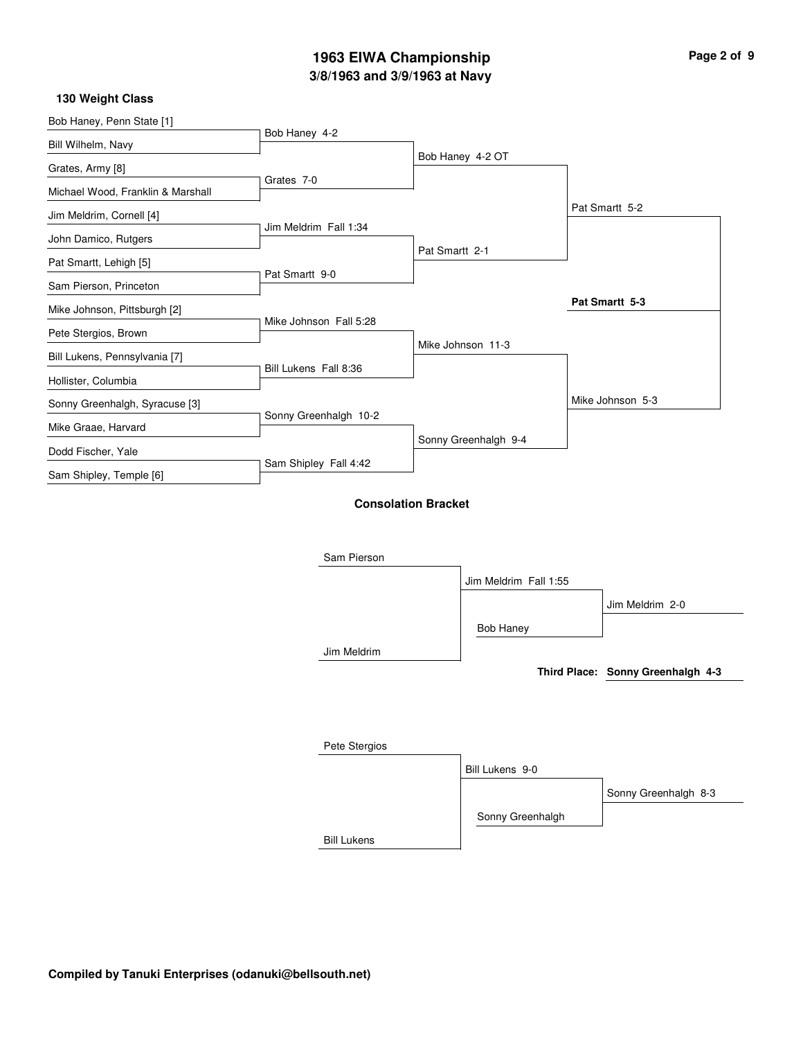# 1963 EIWA Championship
## 3/8/1963 and 3/9/1963 at Navy

### 130 Weight Class

**First Round**

- Bob Haney, Penn State [1] vs. Bill Wilhelm, Navy — Bob Haney 4-2
- Grates, Army [8] vs. Michael Wood, Franklin & Marshall — Grates 7-0
- Jim Meldrim, Cornell [4] vs. John Damico, Rutgers — Jim Meldrim Fall 1:34
- Pat Smartt, Lehigh [5] vs. Sam Pierson, Princeton — Pat Smartt 9-0
- Mike Johnson, Pittsburgh [2] vs. Pete Stergios, Brown — Mike Johnson Fall 5:28
- Bill Lukens, Pennsylvania [7] vs. Hollister, Columbia — Bill Lukens Fall 8:36
- Sonny Greenhalgh, Syracuse [3] vs. Mike Graae, Harvard — Sonny Greenhalgh 10-2
- Dodd Fischer, Yale vs. Sam Shipley, Temple [6] — Sam Shipley Fall 4:42

**Quarterfinals**

- Bob Haney 4-2 OT
- Pat Smartt 2-1
- Mike Johnson 11-3
- Sonny Greenhalgh 9-4

**Semifinals**

- Pat Smartt 5-2
- Mike Johnson 5-3

**Final**

- **Pat Smartt 5-3**

### Consolation Bracket

- Sam Pierson vs. Jim Meldrim — Jim Meldrim Fall 1:55
- Jim Meldrim vs. Bob Haney — Jim Meldrim 2-0
- Pete Stergios vs. Bill Lukens — Bill Lukens 9-0
- Bill Lukens vs. Sonny Greenhalgh — Sonny Greenhalgh 8-3

**Third Place:** Sonny Greenhalgh 4-3

**Compiled by Tanuki Enterprises (odanuki@bellsouth.net)**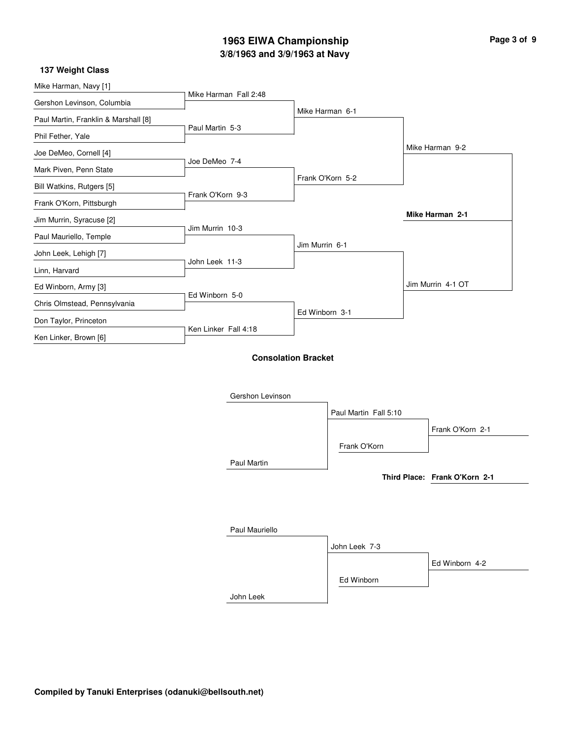# 1963 EIWA Championship

## 3/8/1963 and 3/9/1963 at Navy

### 137 Weight Class

**First Round**

- Mike Harman, Navy [1] vs. Gershon Levinson, Columbia — Mike Harman Fall 2:48
- Paul Martin, Franklin & Marshall [8] vs. Phil Fether, Yale — Paul Martin 5-3
- Joe DeMeo, Cornell [4] vs. Mark Piven, Penn State — Joe DeMeo 7-4
- Bill Watkins, Rutgers [5] vs. Frank O'Korn, Pittsburgh — Frank O'Korn 9-3
- Jim Murrin, Syracuse [2] vs. Paul Mauriello, Temple — Jim Murrin 10-3
- John Leek, Lehigh [7] vs. Linn, Harvard — John Leek 11-3
- Ed Winborn, Army [3] vs. Chris Olmstead, Pennsylvania — Ed Winborn 5-0
- Don Taylor, Princeton vs. Ken Linker, Brown [6] — Ken Linker Fall 4:18

**Quarterfinals**

- Mike Harman 6-1
- Frank O'Korn 5-2
- Jim Murrin 6-1
- Ed Winborn 3-1

**Semifinals**

- Mike Harman 9-2
- Jim Murrin 4-1 OT

**Final**

- **Mike Harman 2-1**

### Consolation Bracket

- Gershon Levinson vs. Paul Martin — Paul Martin Fall 5:10
- Paul Martin vs. Frank O'Korn — Frank O'Korn 2-1

**Third Place: Frank O'Korn 2-1**

- Paul Mauriello vs. John Leek — John Leek 7-3
- John Leek vs. Ed Winborn — Ed Winborn 4-2

**Compiled by Tanuki Enterprises (odanuki@bellsouth.net)**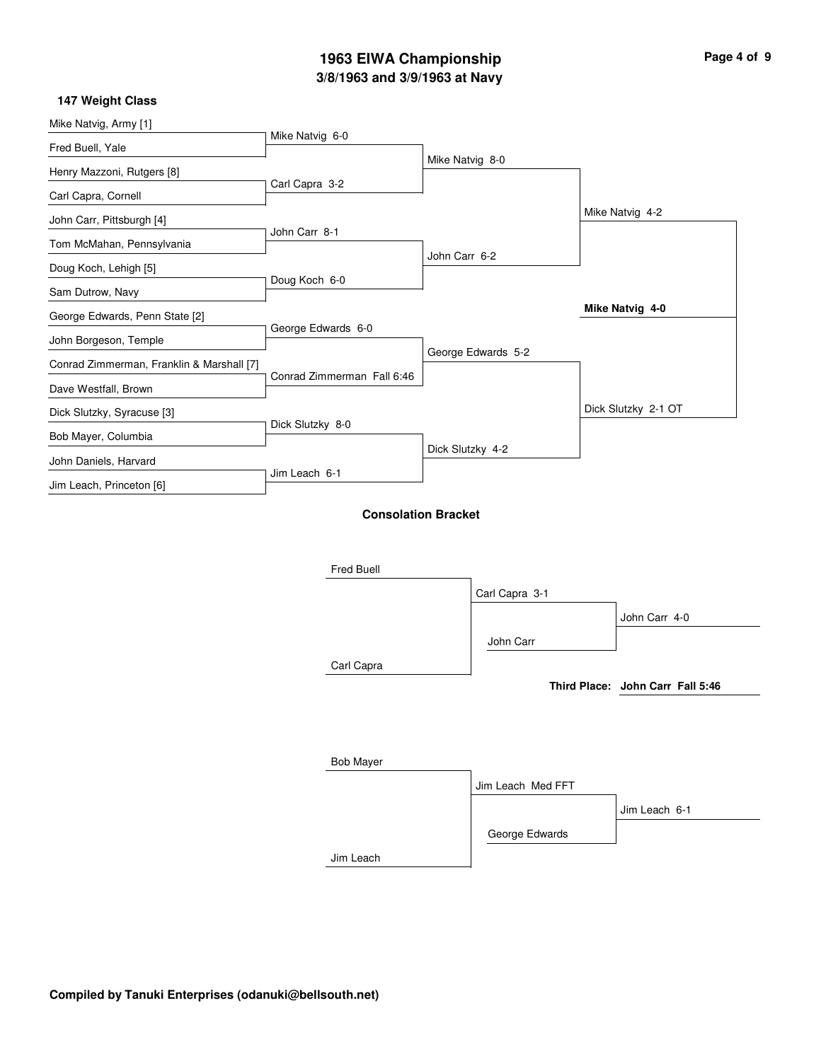# 1963 EIWA Championship

## 3/8/1963 and 3/9/1963 at Navy

### 147 Weight Class

**First Round**

- Mike Natvig, Army [1] vs. Fred Buell, Yale — Mike Natvig 6-0
- Henry Mazzoni, Rutgers [8] vs. Carl Capra, Cornell — Carl Capra 3-2
- John Carr, Pittsburgh [4] vs. Tom McMahan, Pennsylvania — John Carr 8-1
- Doug Koch, Lehigh [5] vs. Sam Dutrow, Navy — Doug Koch 6-0
- George Edwards, Penn State [2] vs. John Borgeson, Temple — George Edwards 6-0
- Conrad Zimmerman, Franklin & Marshall [7] vs. Dave Westfall, Brown — Conrad Zimmerman Fall 6:46
- Dick Slutzky, Syracuse [3] vs. Bob Mayer, Columbia — Dick Slutzky 8-0
- John Daniels, Harvard vs. Jim Leach, Princeton [6] — Jim Leach 6-1

**Quarterfinals**

- Mike Natvig 8-0
- John Carr 6-2
- George Edwards 5-2
- Dick Slutzky 4-2

**Semifinals**

- Mike Natvig 4-2
- Dick Slutzky 2-1 OT

**Final**

- **Mike Natvig 4-0**

### Consolation Bracket

- Fred Buell vs. Carl Capra — Carl Capra 3-1
- Carl Capra vs. John Carr — John Carr 4-0

**Third Place: John Carr Fall 5:46**

- Bob Mayer vs. Jim Leach — Jim Leach Med FFT
- Jim Leach vs. George Edwards — Jim Leach 6-1

**Compiled by Tanuki Enterprises (odanuki@bellsouth.net)**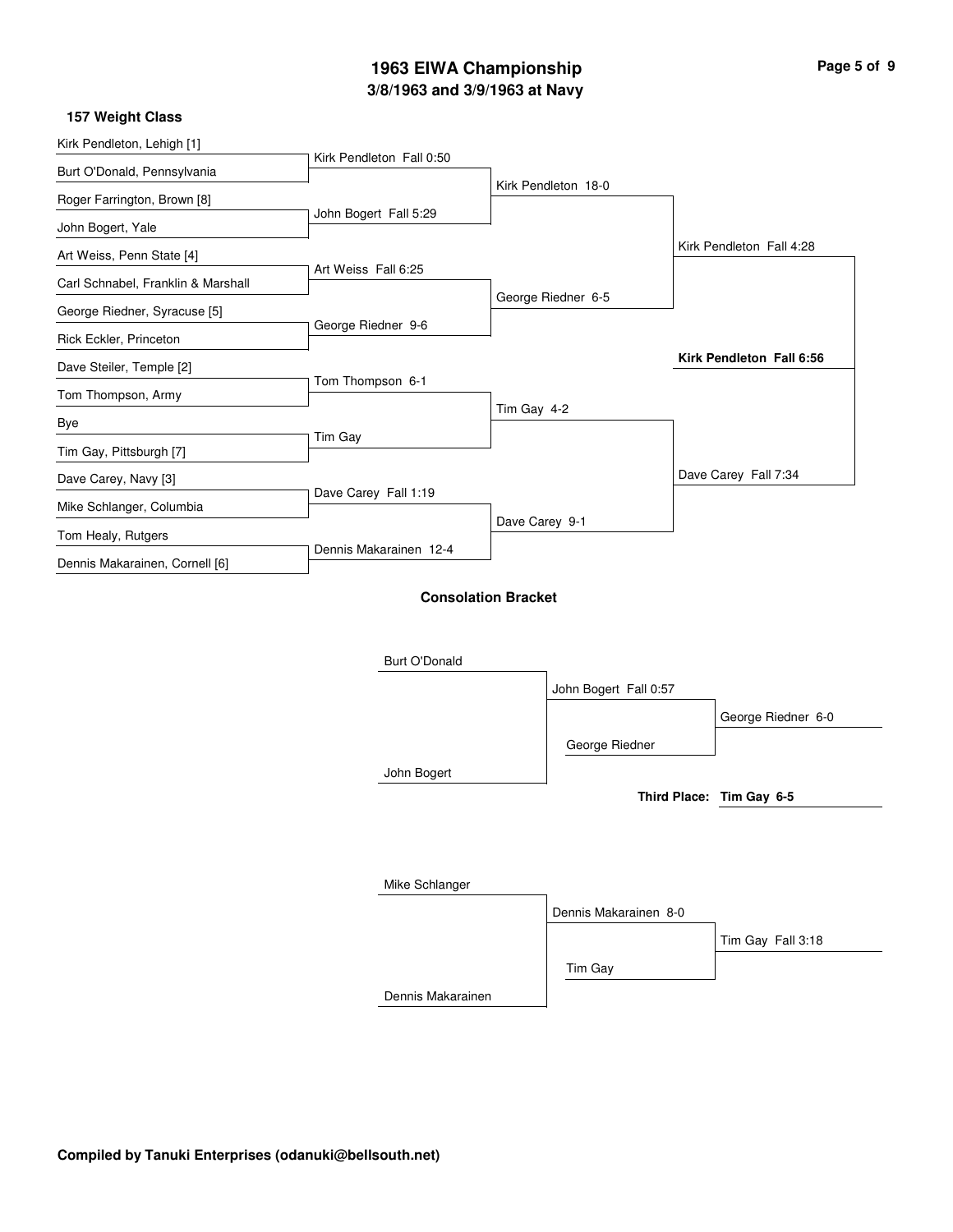# 1963 EIWA Championship

## 3/8/1963 and 3/9/1963 at Navy

### 157 Weight Class

**First Round**

- Kirk Pendleton, Lehigh [1] vs. Burt O'Donald, Pennsylvania — Kirk Pendleton Fall 0:50
- Roger Farrington, Brown [8] vs. John Bogert, Yale — John Bogert Fall 5:29
- Art Weiss, Penn State [4] vs. Carl Schnabel, Franklin & Marshall — Art Weiss Fall 6:25
- George Riedner, Syracuse [5] vs. Rick Eckler, Princeton — George Riedner 9-6
- Dave Steiler, Temple [2] vs. Tom Thompson, Army — Tom Thompson 6-1
- Bye vs. Tim Gay, Pittsburgh [7] — Tim Gay
- Dave Carey, Navy [3] vs. Mike Schlanger, Columbia — Dave Carey Fall 1:19
- Tom Healy, Rutgers vs. Dennis Makarainen, Cornell [6] — Dennis Makarainen 12-4

**Quarterfinals**

- Kirk Pendleton 18-0
- George Riedner 6-5
- Tim Gay 4-2
- Dave Carey 9-1

**Semifinals**

- Kirk Pendleton Fall 4:28
- Dave Carey Fall 7:34

**Final**

- **Kirk Pendleton Fall 6:56**

### Consolation Bracket

- Burt O'Donald vs. John Bogert — John Bogert Fall 0:57
- John Bogert vs. George Riedner — George Riedner 6-0
- Mike Schlanger vs. Dennis Makarainen — Dennis Makarainen 8-0
- Dennis Makarainen vs. Tim Gay — Tim Gay Fall 3:18

**Third Place: Tim Gay 6-5**

Compiled by Tanuki Enterprises (odanuki@bellsouth.net)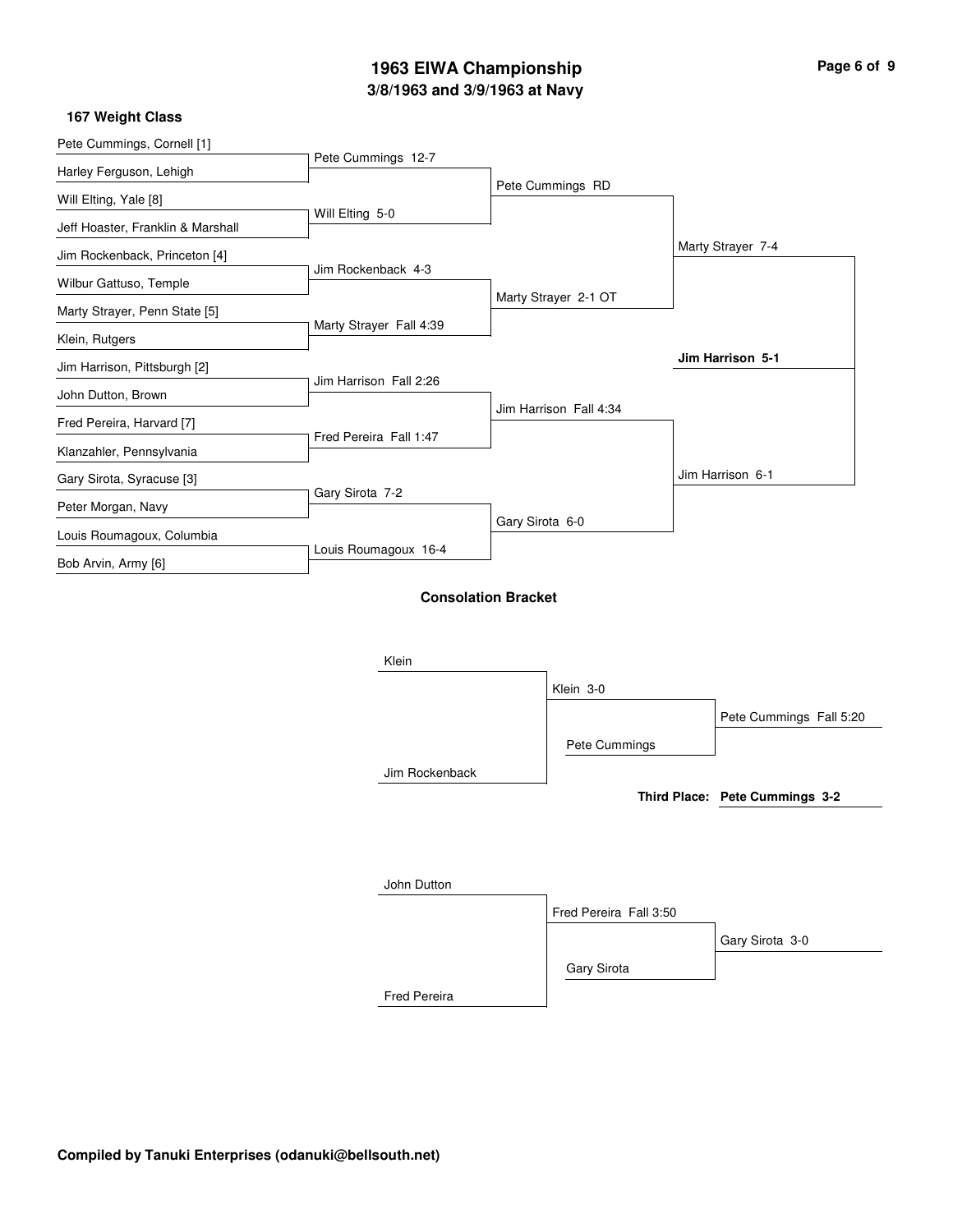# 1963 EIWA Championship
## 3/8/1963 and 3/9/1963 at Navy

### 167 Weight Class

**First Round**

- Pete Cummings, Cornell [1] vs. Harley Ferguson, Lehigh — Pete Cummings 12-7
- Will Elting, Yale [8] vs. Jeff Hoaster, Franklin & Marshall — Will Elting 5-0
- Jim Rockenback, Princeton [4] vs. Wilbur Gattuso, Temple — Jim Rockenback 4-3
- Marty Strayer, Penn State [5] vs. Klein, Rutgers — Marty Strayer Fall 4:39
- Jim Harrison, Pittsburgh [2] vs. John Dutton, Brown — Jim Harrison Fall 2:26
- Fred Pereira, Harvard [7] vs. Klanzahler, Pennsylvania — Fred Pereira Fall 1:47
- Gary Sirota, Syracuse [3] vs. Peter Morgan, Navy — Gary Sirota 7-2
- Louis Roumagoux, Columbia vs. Bob Arvin, Army [6] — Louis Roumagoux 16-4

**Quarterfinals**

- Pete Cummings RD
- Marty Strayer 2-1 OT
- Jim Harrison Fall 4:34
- Gary Sirota 6-0

**Semifinals**

- Marty Strayer 7-4
- Jim Harrison 6-1

**Final**

- **Jim Harrison 5-1**

### Consolation Bracket

- Klein vs. Jim Rockenback — Klein 3-0
- Klein vs. Pete Cummings — Pete Cummings Fall 5:20
- **Third Place: Pete Cummings 3-2**

- John Dutton vs. Fred Pereira — Fred Pereira Fall 3:50
- Fred Pereira vs. Gary Sirota — Gary Sirota 3-0

**Compiled by Tanuki Enterprises (odanuki@bellsouth.net)**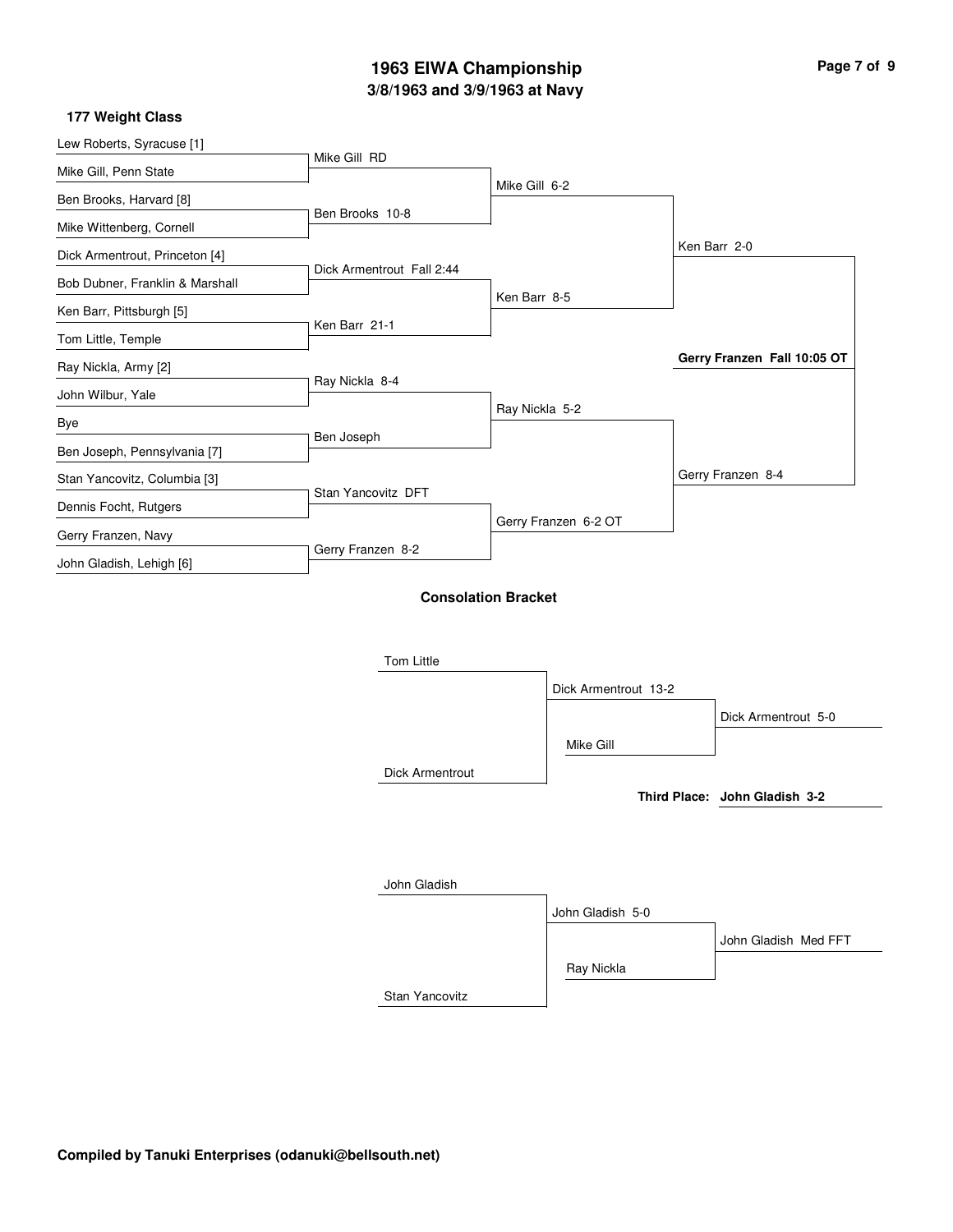# 1963 EIWA Championship

## 3/8/1963 and 3/9/1963 at Navy

### 177 Weight Class

**Championship Bracket**

| First Round | Quarterfinals | Semifinals | Finals | Champion |
|---|---|---|---|---|
| Lew Roberts, Syracuse [1] | Mike Gill RD | Mike Gill 6-2 | Ken Barr 2-0 | **Gerry Franzen Fall 10:05 OT** |
| Mike Gill, Penn State | | | | |
| Ben Brooks, Harvard [8] | Ben Brooks 10-8 | | | |
| Mike Wittenberg, Cornell | | | | |
| Dick Armentrout, Princeton [4] | Dick Armentrout Fall 2:44 | Ken Barr 8-5 | | |
| Bob Dubner, Franklin & Marshall | | | | |
| Ken Barr, Pittsburgh [5] | Ken Barr 21-1 | | | |
| Tom Little, Temple | | | | |
| Ray Nickla, Army [2] | Ray Nickla 8-4 | Ray Nickla 5-2 | Gerry Franzen 8-4 | |
| John Wilbur, Yale | | | | |
| Bye | Ben Joseph | | | |
| Ben Joseph, Pennsylvania [7] | | | | |
| Stan Yancovitz, Columbia [3] | Stan Yancovitz DFT | Gerry Franzen 6-2 OT | | |
| Dennis Focht, Rutgers | | | | |
| Gerry Franzen, Navy | Gerry Franzen 8-2 | | | |
| John Gladish, Lehigh [6] | | | | |

### Consolation Bracket

| First Round | Second Round | Consolation Final |
|---|---|---|
| Tom Little | Dick Armentrout 13-2 | Dick Armentrout 5-0 |
| Dick Armentrout | | |
| | Mike Gill | |
| John Gladish | John Gladish 5-0 | John Gladish Med FFT |
| Stan Yancovitz | | |
| | Ray Nickla | |

**Third Place: John Gladish 3-2**

**Compiled by Tanuki Enterprises (odanuki@bellsouth.net)**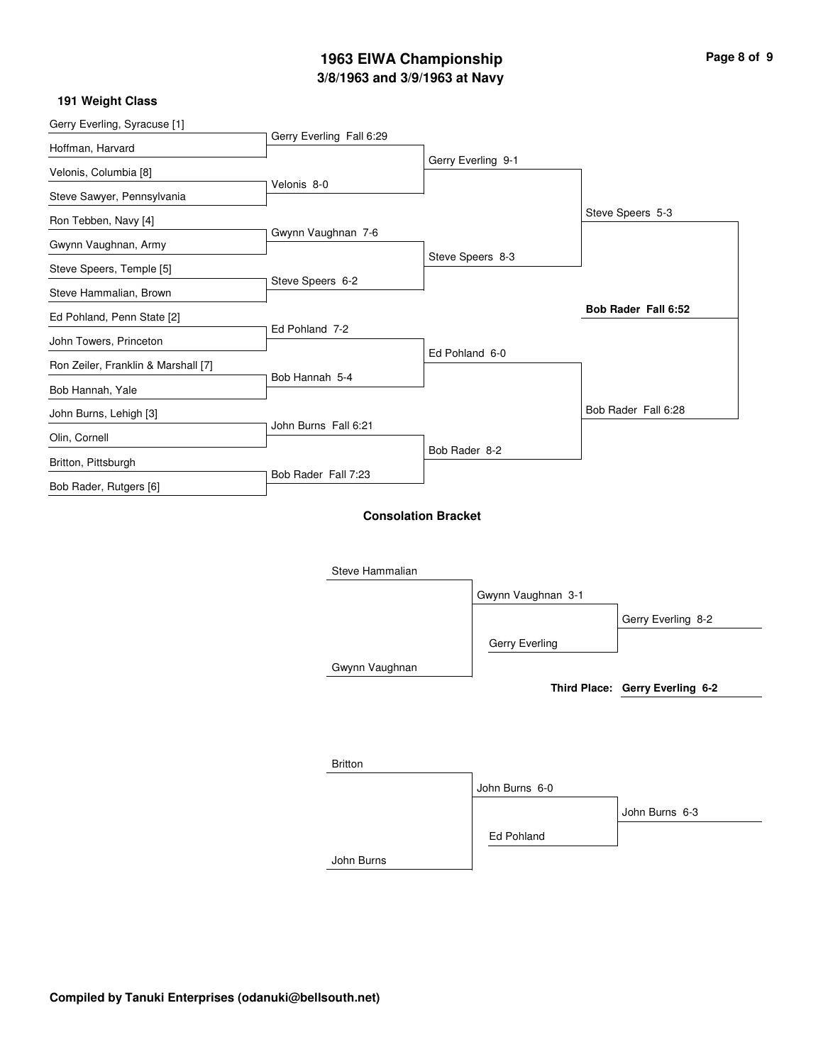# 1963 EIWA Championship

## 3/8/1963 and 3/9/1963 at Navy

### 191 Weight Class

**First Round**

- Gerry Everling, Syracuse [1] vs. Hoffman, Harvard — Gerry Everling Fall 6:29
- Velonis, Columbia [8] vs. Steve Sawyer, Pennsylvania — Velonis 8-0
- Ron Tebben, Navy [4] vs. Gwynn Vaughnan, Army — Gwynn Vaughnan 7-6
- Steve Speers, Temple [5] vs. Steve Hammalian, Brown — Steve Speers 6-2
- Ed Pohland, Penn State [2] vs. John Towers, Princeton — Ed Pohland 7-2
- Ron Zeiler, Franklin & Marshall [7] vs. Bob Hannah, Yale — Bob Hannah 5-4
- John Burns, Lehigh [3] vs. Olin, Cornell — John Burns Fall 6:21
- Britton, Pittsburgh vs. Bob Rader, Rutgers [6] — Bob Rader Fall 7:23

**Quarterfinals**

- Gerry Everling 9-1
- Steve Speers 8-3
- Ed Pohland 6-0
- Bob Rader 8-2

**Semifinals**

- Steve Speers 5-3
- Bob Rader Fall 6:28

**Final**

- **Bob Rader Fall 6:52**

### Consolation Bracket

- Steve Hammalian vs. Gwynn Vaughnan — Gwynn Vaughnan 3-1
- Gwynn Vaughnan vs. Gerry Everling — Gerry Everling 8-2
- **Third Place: Gerry Everling 6-2**

- Britton vs. John Burns — John Burns 6-0
- John Burns vs. Ed Pohland — John Burns 6-3

**Compiled by Tanuki Enterprises (odanuki@bellsouth.net)**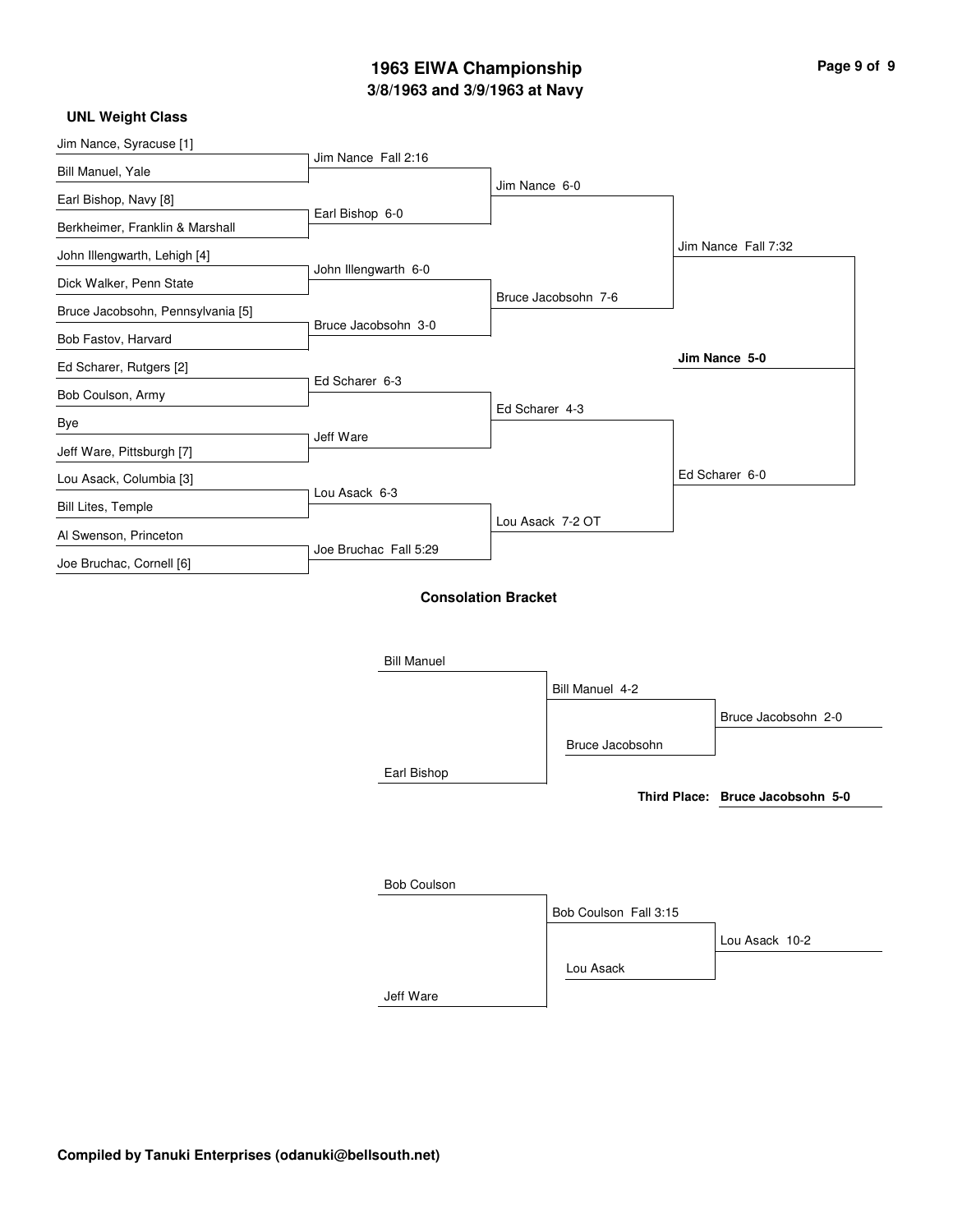# 1963 EIWA Championship

## 3/8/1963 and 3/9/1963 at Navy

### UNL Weight Class

Jim Nance, Syracuse [1]
Bill Manuel, Yale
Earl Bishop, Navy [8]
Berkheimer, Franklin & Marshall
John Illengwarth, Lehigh [4]
Dick Walker, Penn State
Bruce Jacobsohn, Pennsylvania [5]
Bob Fastov, Harvard
Ed Scharer, Rutgers [2]
Bob Coulson, Army
Bye
Jeff Ware, Pittsburgh [7]
Lou Asack, Columbia [3]
Bill Lites, Temple
Al Swenson, Princeton
Joe Bruchac, Cornell [6]

Jim Nance Fall 2:16
Earl Bishop 6-0
John Illengwarth 6-0
Bruce Jacobsohn 3-0
Ed Scharer 6-3
Jeff Ware
Lou Asack 6-3
Joe Bruchac Fall 5:29

Jim Nance 6-0
Bruce Jacobsohn 7-6
Ed Scharer 4-3
Lou Asack 7-2 OT

Jim Nance Fall 7:32
Ed Scharer 6-0

**Jim Nance 5-0**

### Consolation Bracket

Bill Manuel
Earl Bishop

Bill Manuel 4-2
Bruce Jacobsohn

Bruce Jacobsohn 2-0

**Third Place: Bruce Jacobsohn 5-0**

Bob Coulson
Jeff Ware

Bob Coulson Fall 3:15
Lou Asack

Lou Asack 10-2

**Compiled by Tanuki Enterprises (odanuki@bellsouth.net)**